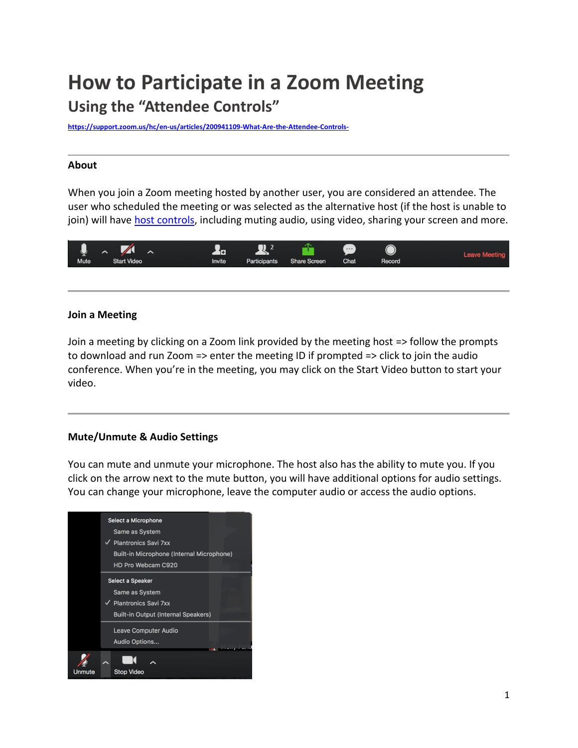# How to Participate in a Zoom Meeting

## Using the "Attendee Controls"

https://support.zoom.us/hc/en-us/articles/200941109-What-Are-the-Attendee-Controls-

---

### About

When you join a Zoom meeting hosted by another user, you are considered an attendee. The user who scheduled the meeting or was selected as the alternative host (if the host is unable to join) will have host controls, including muting audio, using video, sharing your screen and more.

---

### Join a Meeting

Join a meeting by clicking on a Zoom link provided by the meeting host => follow the prompts to download and run Zoom => enter the meeting ID if prompted => click to join the audio conference. When you're in the meeting, you may click on the Start Video button to start your video.

---

### Mute/Unmute & Audio Settings

You can mute and unmute your microphone. The host also has the ability to mute you. If you click on the arrow next to the mute button, you will have additional options for audio settings. You can change your microphone, leave the computer audio or access the audio options.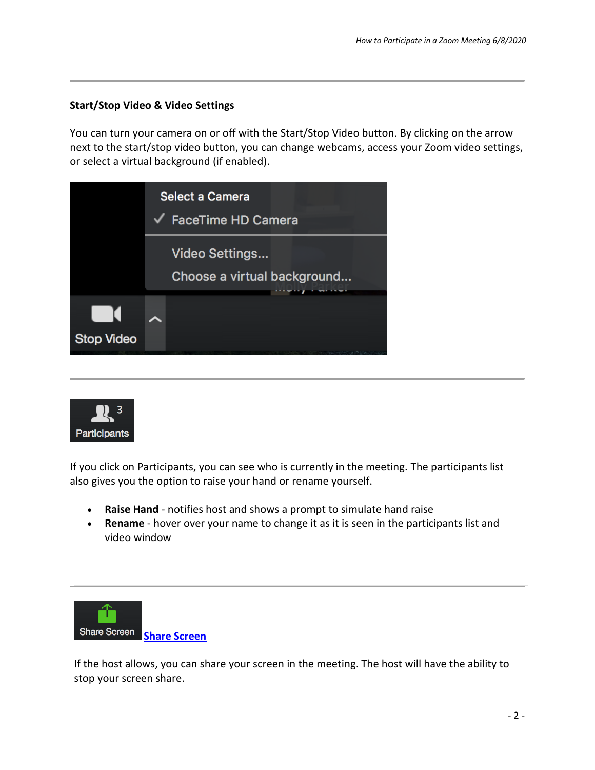---

**Start/Stop Video & Video Settings**

You can turn your camera on or off with the Start/Stop Video button. By clicking on the arrow next to the start/stop video button, you can change webcams, access your Zoom video settings, or select a virtual background (if enabled).

---

If you click on Participants, you can see who is currently in the meeting. The participants list also gives you the option to raise your hand or rename yourself.

- **Raise Hand** - notifies host and shows a prompt to simulate hand raise
- **Rename** - hover over your name to change it as it is seen in the participants list and video window

---

**Share Screen**

If the host allows, you can share your screen in the meeting. The host will have the ability to stop your screen share.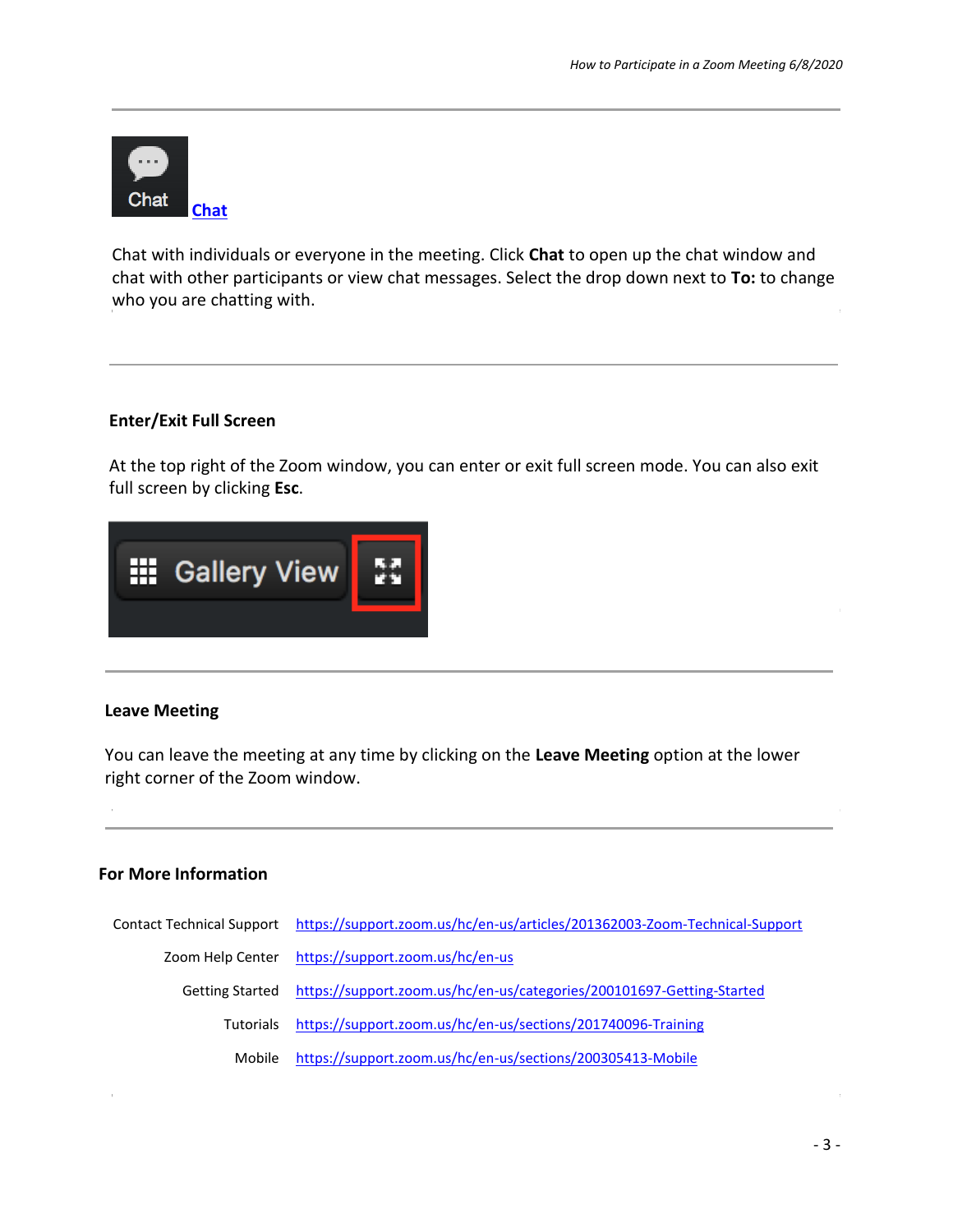Chat

Chat with individuals or everyone in the meeting. Click **Chat** to open up the chat window and chat with other participants or view chat messages. Select the drop down next to **To:** to change who you are chatting with.

---

### Enter/Exit Full Screen

At the top right of the Zoom window, you can enter or exit full screen mode. You can also exit full screen by clicking **Esc**.

---

### Leave Meeting

You can leave the meeting at any time by clicking on the **Leave Meeting** option at the lower right corner of the Zoom window.

---

### For More Information

| | |
|---|---|
| Contact Technical Support | https://support.zoom.us/hc/en-us/articles/201362003-Zoom-Technical-Support |
| Zoom Help Center | https://support.zoom.us/hc/en-us |
| Getting Started | https://support.zoom.us/hc/en-us/categories/200101697-Getting-Started |
| Tutorials | https://support.zoom.us/hc/en-us/sections/201740096-Training |
| Mobile | https://support.zoom.us/hc/en-us/sections/200305413-Mobile |